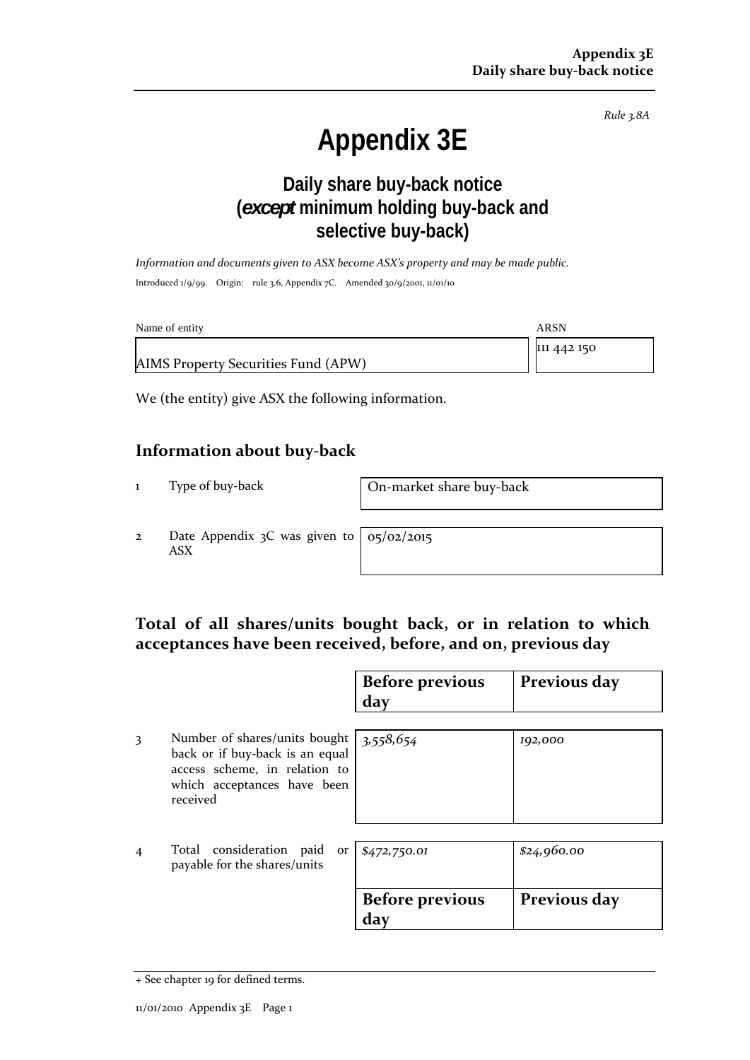Rule 3.8A

# Appendix 3E

## Daily share buy-back notice (*except* minimum holding buy-back and selective buy-back)

*Information and documents given to ASX become ASX's property and may be made public.*

Introduced 1/9/99. Origin: rule 3.6, Appendix 7C. Amended 30/9/2001, 11/01/10

| Name of entity | ARSN |
|---|---|
| AIMS Property Securities Fund (APW) | 111 442 150 |

We (the entity) give ASX the following information.

## Information about buy-back

| | | |
|---|---|---|
| 1 | Type of buy-back | On-market share buy-back |
| 2 | Date Appendix 3C was given to ASX | 05/02/2015 |

## Total of all shares/units bought back, or in relation to which acceptances have been received, before, and on, previous day

| | | Before previous day | Previous day |
|---|---|---|---|
| 3 | Number of shares/units bought back or if buy-back is an equal access scheme, in relation to which acceptances have been received | *3,558,654* | *192,000* |
| 4 | Total consideration paid or payable for the shares/units | *$472,750.01* | *$24,960.00* |
| | | **Before previous day** | **Previous day** |

+ See chapter 19 for defined terms.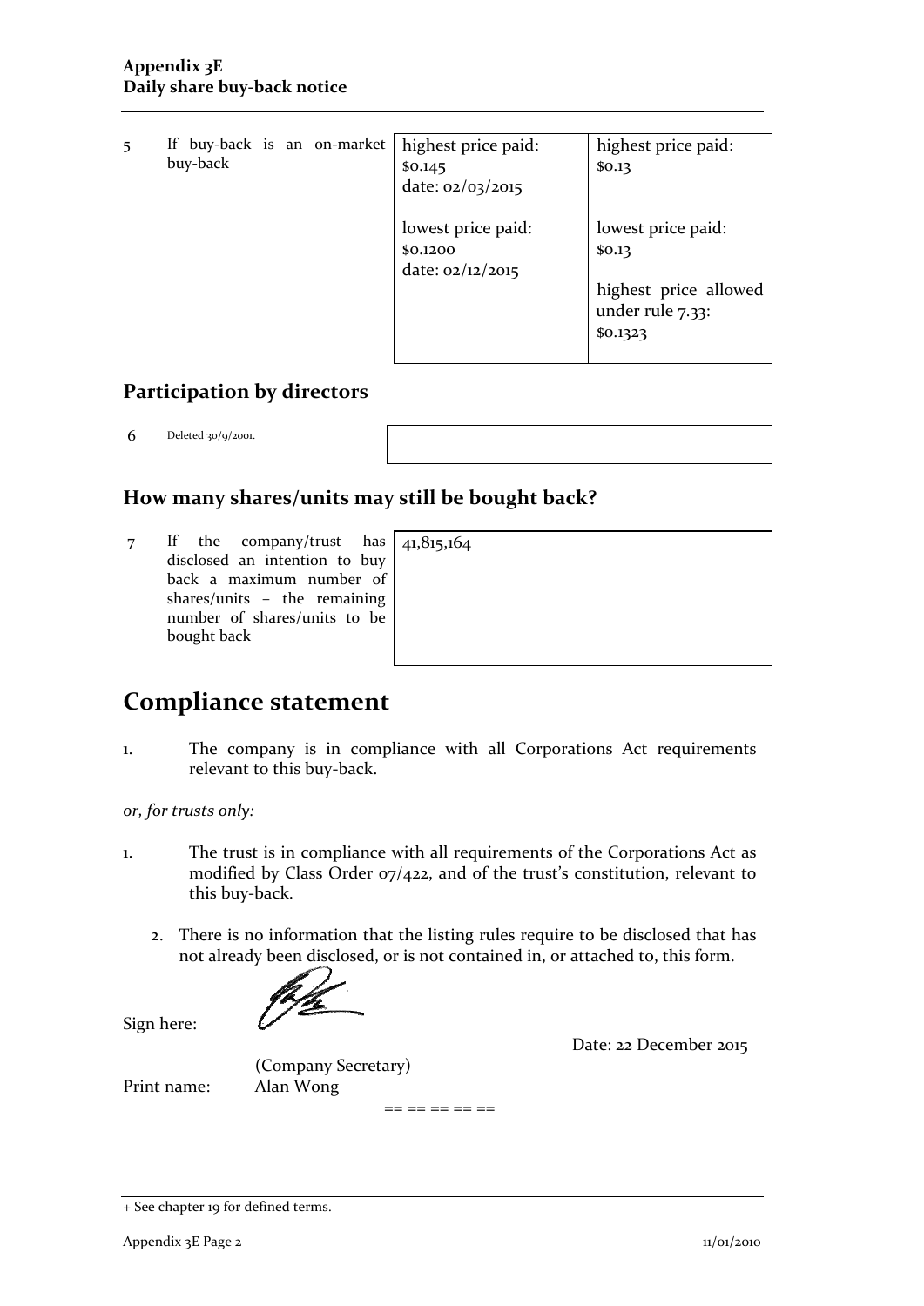**Appendix 3E**
**Daily share buy-back notice**

| | | | |
|---|---|---|---|
| 5 | If buy-back is an on-market buy-back | highest price paid: $0.145<br>date: 02/03/2015<br><br>lowest price paid: $0.1200<br>date: 02/12/2015 | highest price paid: $0.13<br><br>lowest price paid: $0.13<br><br>highest price allowed under rule 7.33: $0.1323 |

## Participation by directors

| | | |
|---|---|---|
| 6 | Deleted 30/9/2001. | |

## How many shares/units may still be bought back?

| | | |
|---|---|---|
| 7 | If the company/trust has disclosed an intention to buy back a maximum number of shares/units – the remaining number of shares/units to be bought back | 41,815,164 |

# Compliance statement

1. The company is in compliance with all Corporations Act requirements relevant to this buy-back.

*or, for trusts only:*

1. The trust is in compliance with all requirements of the Corporations Act as modified by Class Order 07/422, and of the trust's constitution, relevant to this buy-back.

2. There is no information that the listing rules require to be disclosed that has not already been disclosed, or is not contained in, or attached to, this form.

Sign here: ............................ (Company Secretary) Date: 22 December 2015

Print name: Alan Wong

== == == == ==

+ See chapter 19 for defined terms.